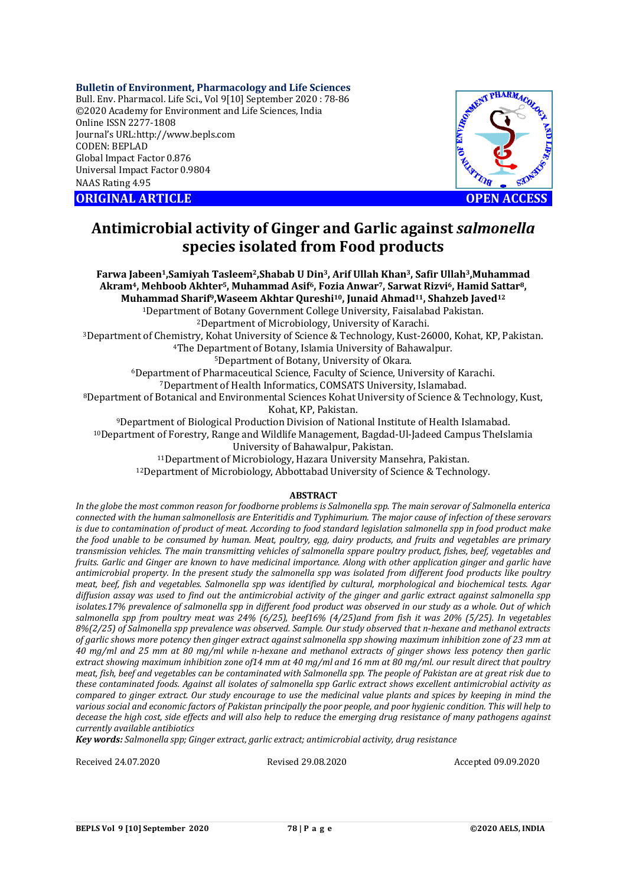Bulletin of Environment, Pharmacology and Life Sciences
Bull. Env. Pharmacol. Life Sci., Vol 9[10] September 2020 : 78-86
©2020 Academy for Environment and Life Sciences, India
Online ISSN 2277-1808
Journal's URL:http://www.bepls.com
CODEN: BEPLAD
Global Impact Factor 0.876
Universal Impact Factor 0.9804
NAAS Rating 4.95

**ORIGINAL ARTICLE** **OPEN ACCESS**

# Antimicrobial activity of Ginger and Garlic against *salmonella* species isolated from Food products

**Farwa Jabeen[1], Samiyah Tasleem[2], Shabab U Din[3], Arif Ullah Khan[3], Safir Ullah[3], Muhammad Akram[4], Mehboob Akhter[5], Muhammad Asif[6], Fozia Anwar[7], Sarwat Rizvi[6], Hamid Sattar[8], Muhammad Sharif[9], Waseem Akhtar Qureshi[10], Junaid Ahmad[11], Shahzeb Javed[12]**

[1]Department of Botany Government College University, Faisalabad Pakistan.
[2]Department of Microbiology, University of Karachi.
[3]Department of Chemistry, Kohat University of Science & Technology, Kust-26000, Kohat, KP, Pakistan.
[4]The Department of Botany, Islamia University of Bahawalpur.
[5]Department of Botany, University of Okara.
[6]Department of Pharmaceutical Science, Faculty of Science, University of Karachi.
[7]Department of Health Informatics, COMSATS University, Islamabad.
[8]Department of Botanical and Environmental Sciences Kohat University of Science & Technology, Kust, Kohat, KP, Pakistan.
[9]Department of Biological Production Division of National Institute of Health Islamabad.
[10]Department of Forestry, Range and Wildlife Management, Bagdad-Ul-Jadeed Campus TheIslamia University of Bahawalpur, Pakistan.
[11]Department of Microbiology, Hazara University Mansehra, Pakistan.
[12]Department of Microbiology, Abbottabad University of Science & Technology.

## ABSTRACT

*In the globe the most common reason for foodborne problems is Salmonella spp. The main serovar of Salmonella enterica connected with the human salmonellosis are Enteritidis and Typhimurium. The major cause of infection of these serovars is due to contamination of product of meat. According to food standard legislation salmonella spp in food product make the food unable to be consumed by human. Meat, poultry, egg, dairy products, and fruits and vegetables are primary transmission vehicles. The main transmitting vehicles of salmonella sppare poultry product, fishes, beef, vegetables and fruits. Garlic and Ginger are known to have medicinal importance. Along with other application ginger and garlic have antimicrobial property. In the present study the salmonella spp was isolated from different food products like poultry meat, beef, fish and vegetables. Salmonella spp was identified by cultural, morphological and biochemical tests. Agar diffusion assay was used to find out the antimicrobial activity of the ginger and garlic extract against salmonella spp isolates.17% prevalence of salmonella spp in different food product was observed in our study as a whole. Out of which salmonella spp from poultry meat was 24% (6/25), beef16% (4/25)and from fish it was 20% (5/25). In vegetables 8%(2/25) of Salmonella spp prevalence was observed. Sample. Our study observed that n-hexane and methanol extracts of garlic shows more potency then ginger extract against salmonella spp showing maximum inhibition zone of 23 mm at 40 mg/ml and 25 mm at 80 mg/ml while n-hexane and methanol extracts of ginger shows less potency then garlic extract showing maximum inhibition zone of14 mm at 40 mg/ml and 16 mm at 80 mg/ml. our result direct that poultry meat, fish, beef and vegetables can be contaminated with Salmonella spp. The people of Pakistan are at great risk due to these contaminated foods. Against all isolates of salmonella spp Garlic extract shows excellent antimicrobial activity as compared to ginger extract. Our study encourage to use the medicinal value plants and spices by keeping in mind the various social and economic factors of Pakistan principally the poor people, and poor hygienic condition. This will help to decease the high cost, side effects and will also help to reduce the emerging drug resistance of many pathogens against currently available antibiotics*

***Key words:*** *Salmonella spp; Ginger extract, garlic extract; antimicrobial activity, drug resistance*

Received 24.07.2020 Revised 29.08.2020 Accepted 09.09.2020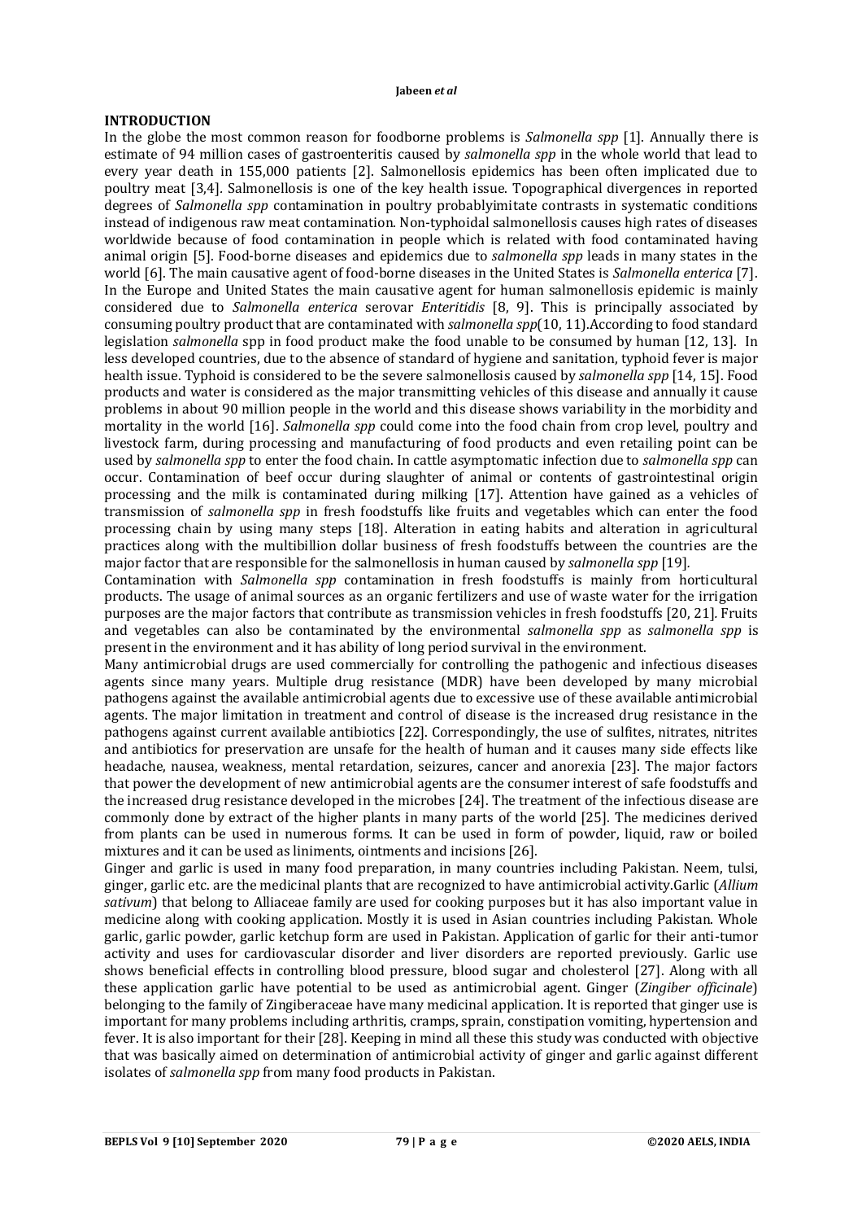## INTRODUCTION

In the globe the most common reason for foodborne problems is *Salmonella spp* [1]. Annually there is estimate of 94 million cases of gastroenteritis caused by *salmonella spp* in the whole world that lead to every year death in 155,000 patients [2]. Salmonellosis epidemics has been often implicated due to poultry meat [3,4]. Salmonellosis is one of the key health issue. Topographical divergences in reported degrees of *Salmonella spp* contamination in poultry probablyimitate contrasts in systematic conditions instead of indigenous raw meat contamination. Non-typhoidal salmonellosis causes high rates of diseases worldwide because of food contamination in people which is related with food contaminated having animal origin [5]. Food-borne diseases and epidemics due to *salmonella spp* leads in many states in the world [6]. The main causative agent of food-borne diseases in the United States is *Salmonella enterica* [7]. In the Europe and United States the main causative agent for human salmonellosis epidemic is mainly considered due to *Salmonella enterica* serovar *Enteritidis* [8, 9]. This is principally associated by consuming poultry product that are contaminated with *salmonella spp*(10, 11).According to food standard legislation *salmonella* spp in food product make the food unable to be consumed by human [12, 13]. In less developed countries, due to the absence of standard of hygiene and sanitation, typhoid fever is major health issue. Typhoid is considered to be the severe salmonellosis caused by *salmonella spp* [14, 15]. Food products and water is considered as the major transmitting vehicles of this disease and annually it cause problems in about 90 million people in the world and this disease shows variability in the morbidity and mortality in the world [16]. *Salmonella spp* could come into the food chain from crop level, poultry and livestock farm, during processing and manufacturing of food products and even retailing point can be used by *salmonella spp* to enter the food chain. In cattle asymptomatic infection due to *salmonella spp* can occur. Contamination of beef occur during slaughter of animal or contents of gastrointestinal origin processing and the milk is contaminated during milking [17]. Attention have gained as a vehicles of transmission of *salmonella spp* in fresh foodstuffs like fruits and vegetables which can enter the food processing chain by using many steps [18]. Alteration in eating habits and alteration in agricultural practices along with the multibillion dollar business of fresh foodstuffs between the countries are the major factor that are responsible for the salmonellosis in human caused by *salmonella spp* [19].

Contamination with *Salmonella spp* contamination in fresh foodstuffs is mainly from horticultural products. The usage of animal sources as an organic fertilizers and use of waste water for the irrigation purposes are the major factors that contribute as transmission vehicles in fresh foodstuffs [20, 21]. Fruits and vegetables can also be contaminated by the environmental *salmonella spp* as *salmonella spp* is present in the environment and it has ability of long period survival in the environment.

Many antimicrobial drugs are used commercially for controlling the pathogenic and infectious diseases agents since many years. Multiple drug resistance (MDR) have been developed by many microbial pathogens against the available antimicrobial agents due to excessive use of these available antimicrobial agents. The major limitation in treatment and control of disease is the increased drug resistance in the pathogens against current available antibiotics [22]. Correspondingly, the use of sulfites, nitrates, nitrites and antibiotics for preservation are unsafe for the health of human and it causes many side effects like headache, nausea, weakness, mental retardation, seizures, cancer and anorexia [23]. The major factors that power the development of new antimicrobial agents are the consumer interest of safe foodstuffs and the increased drug resistance developed in the microbes [24]. The treatment of the infectious disease are commonly done by extract of the higher plants in many parts of the world [25]. The medicines derived from plants can be used in numerous forms. It can be used in form of powder, liquid, raw or boiled mixtures and it can be used as liniments, ointments and incisions [26].

Ginger and garlic is used in many food preparation, in many countries including Pakistan. Neem, tulsi, ginger, garlic etc. are the medicinal plants that are recognized to have antimicrobial activity.Garlic (*Allium sativum*) that belong to Alliaceae family are used for cooking purposes but it has also important value in medicine along with cooking application. Mostly it is used in Asian countries including Pakistan. Whole garlic, garlic powder, garlic ketchup form are used in Pakistan. Application of garlic for their anti-tumor activity and uses for cardiovascular disorder and liver disorders are reported previously. Garlic use shows beneficial effects in controlling blood pressure, blood sugar and cholesterol [27]. Along with all these application garlic have potential to be used as antimicrobial agent. Ginger (*Zingiber officinale*) belonging to the family of Zingiberaceae have many medicinal application. It is reported that ginger use is important for many problems including arthritis, cramps, sprain, constipation vomiting, hypertension and fever. It is also important for their [28]. Keeping in mind all these this study was conducted with objective that was basically aimed on determination of antimicrobial activity of ginger and garlic against different isolates of *salmonella spp* from many food products in Pakistan.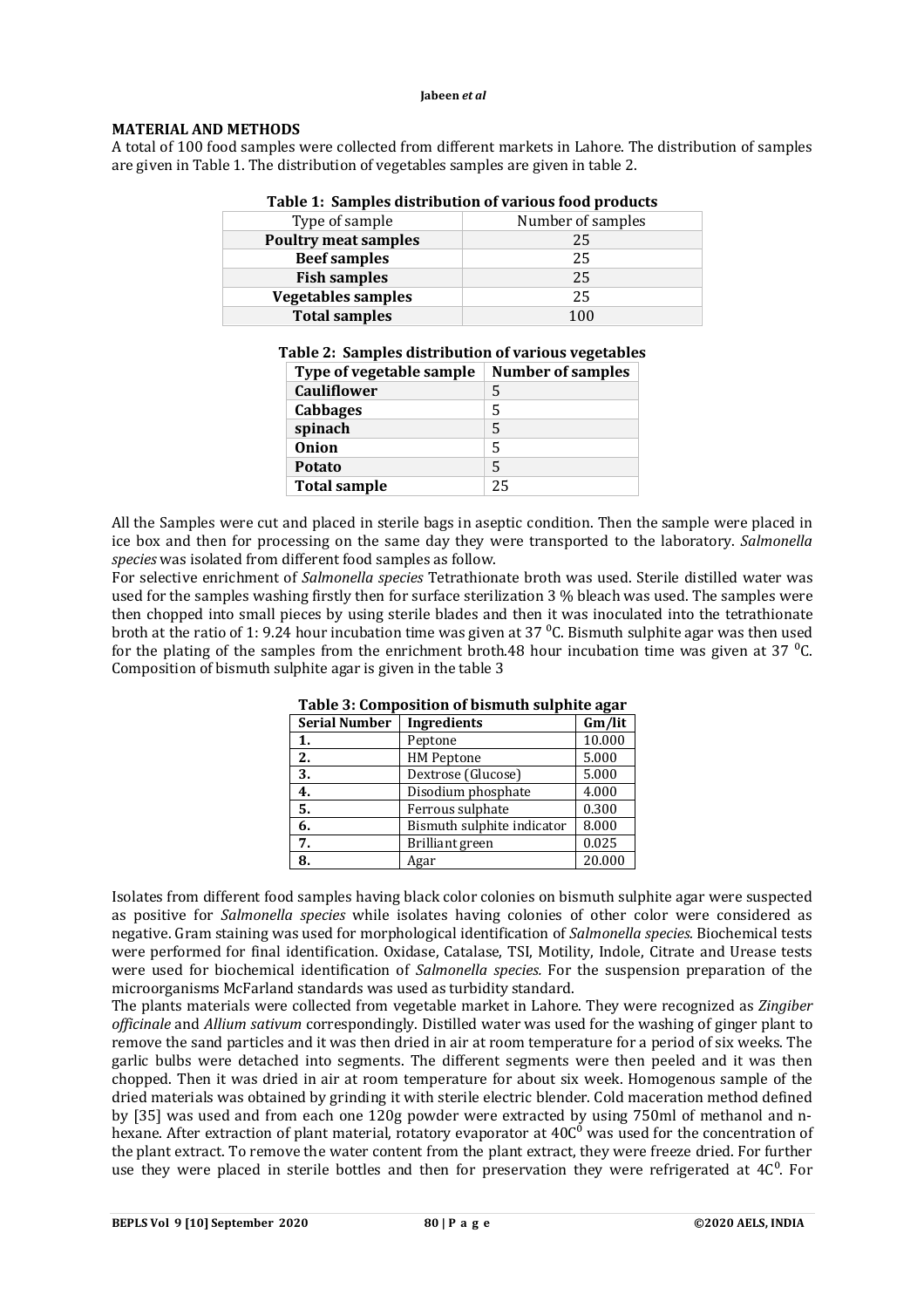## MATERIAL AND METHODS

A total of 100 food samples were collected from different markets in Lahore. The distribution of samples are given in Table 1. The distribution of vegetables samples are given in table 2.

**Table 1: Samples distribution of various food products**

| Type of sample | Number of samples |
|---|---|
| **Poultry meat samples** | 25 |
| **Beef samples** | 25 |
| **Fish samples** | 25 |
| **Vegetables samples** | 25 |
| **Total samples** | 100 |

**Table 2: Samples distribution of various vegetables**

| Type of vegetable sample | Number of samples |
|---|---|
| **Cauliflower** | 5 |
| **Cabbages** | 5 |
| **spinach** | 5 |
| **Onion** | 5 |
| **Potato** | 5 |
| **Total sample** | 25 |

All the Samples were cut and placed in sterile bags in aseptic condition. Then the sample were placed in ice box and then for processing on the same day they were transported to the laboratory. *Salmonella species* was isolated from different food samples as follow.

For selective enrichment of *Salmonella species* Tetrathionate broth was used. Sterile distilled water was used for the samples washing firstly then for surface sterilization 3 % bleach was used. The samples were then chopped into small pieces by using sterile blades and then it was inoculated into the tetrathionate broth at the ratio of 1: 9.24 hour incubation time was given at 37 $^0$C. Bismuth sulphite agar was then used for the plating of the samples from the enrichment broth.48 hour incubation time was given at 37 $^0$C. Composition of bismuth sulphite agar is given in the table 3

**Table 3: Composition of bismuth sulphite agar**

| Serial Number | Ingredients | Gm/lit |
|---|---|---|
| **1.** | Peptone | 10.000 |
| **2.** | HM Peptone | 5.000 |
| **3.** | Dextrose (Glucose) | 5.000 |
| **4.** | Disodium phosphate | 4.000 |
| **5.** | Ferrous sulphate | 0.300 |
| **6.** | Bismuth sulphite indicator | 8.000 |
| **7.** | Brilliant green | 0.025 |
| **8.** | Agar | 20.000 |

Isolates from different food samples having black color colonies on bismuth sulphite agar were suspected as positive for *Salmonella species* while isolates having colonies of other color were considered as negative. Gram staining was used for morphological identification of *Salmonella species.* Biochemical tests were performed for final identification. Oxidase, Catalase, TSI, Motility, Indole, Citrate and Urease tests were used for biochemical identification of *Salmonella species.* For the suspension preparation of the microorganisms McFarland standards was used as turbidity standard.

The plants materials were collected from vegetable market in Lahore. They were recognized as *Zingiber officinale* and *Allium sativum* correspondingly. Distilled water was used for the washing of ginger plant to remove the sand particles and it was then dried in air at room temperature for a period of six weeks. The garlic bulbs were detached into segments. The different segments were then peeled and it was then chopped. Then it was dried in air at room temperature for about six week. Homogenous sample of the dried materials was obtained by grinding it with sterile electric blender. Cold maceration method defined by [35] was used and from each one 120g powder were extracted by using 750ml of methanol and n-hexane. After extraction of plant material, rotatory evaporator at 40C$^0$ was used for the concentration of the plant extract. To remove the water content from the plant extract, they were freeze dried. For further use they were placed in sterile bottles and then for preservation they were refrigerated at 4C$^0$. For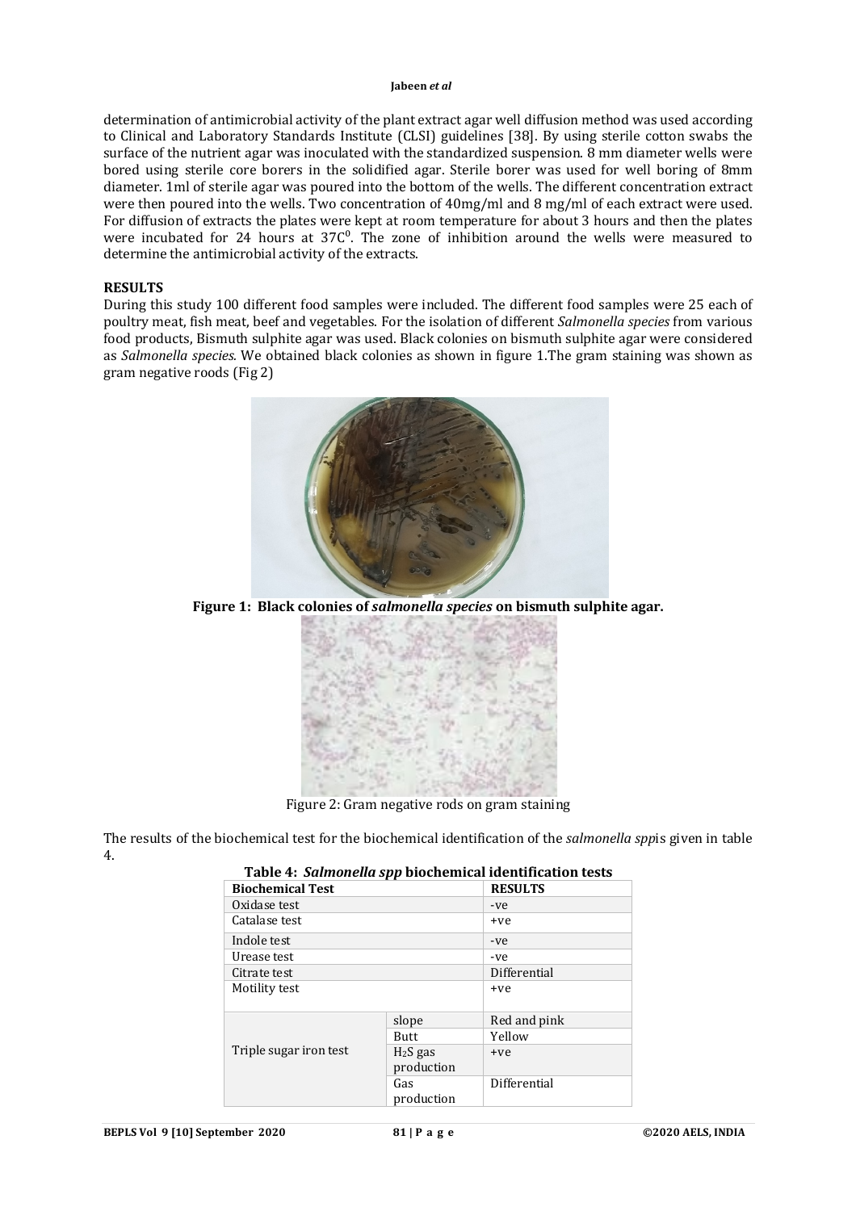determination of antimicrobial activity of the plant extract agar well diffusion method was used according to Clinical and Laboratory Standards Institute (CLSI) guidelines [38]. By using sterile cotton swabs the surface of the nutrient agar was inoculated with the standardized suspension. 8 mm diameter wells were bored using sterile core borers in the solidified agar. Sterile borer was used for well boring of 8mm diameter. 1ml of sterile agar was poured into the bottom of the wells. The different concentration extract were then poured into the wells. Two concentration of 40mg/ml and 8 mg/ml of each extract were used. For diffusion of extracts the plates were kept at room temperature for about 3 hours and then the plates were incubated for 24 hours at $37C^0$. The zone of inhibition around the wells were measured to determine the antimicrobial activity of the extracts.

## RESULTS

During this study 100 different food samples were included. The different food samples were 25 each of poultry meat, fish meat, beef and vegetables. For the isolation of different *Salmonella species* from various food products, Bismuth sulphite agar was used. Black colonies on bismuth sulphite agar were considered as *Salmonella species*. We obtained black colonies as shown in figure 1.The gram staining was shown as gram negative roods (Fig 2)

**Figure 1: Black colonies of *salmonella species* on bismuth sulphite agar.**

Figure 2: Gram negative rods on gram staining

The results of the biochemical test for the biochemical identification of the *salmonella spp*is given in table 4.

**Table 4: *Salmonella spp* biochemical identification tests**

| Biochemical Test | | RESULTS |
|---|---|---|
| Oxidase test | | -ve |
| Catalase test | | +ve |
| Indole test | | -ve |
| Urease test | | -ve |
| Citrate test | | Differential |
| Motility test | | +ve |
| Triple sugar iron test | slope | Red and pink |
| | Butt | Yellow |
| | $H_2S$ gas production | +ve |
| | Gas production | Differential |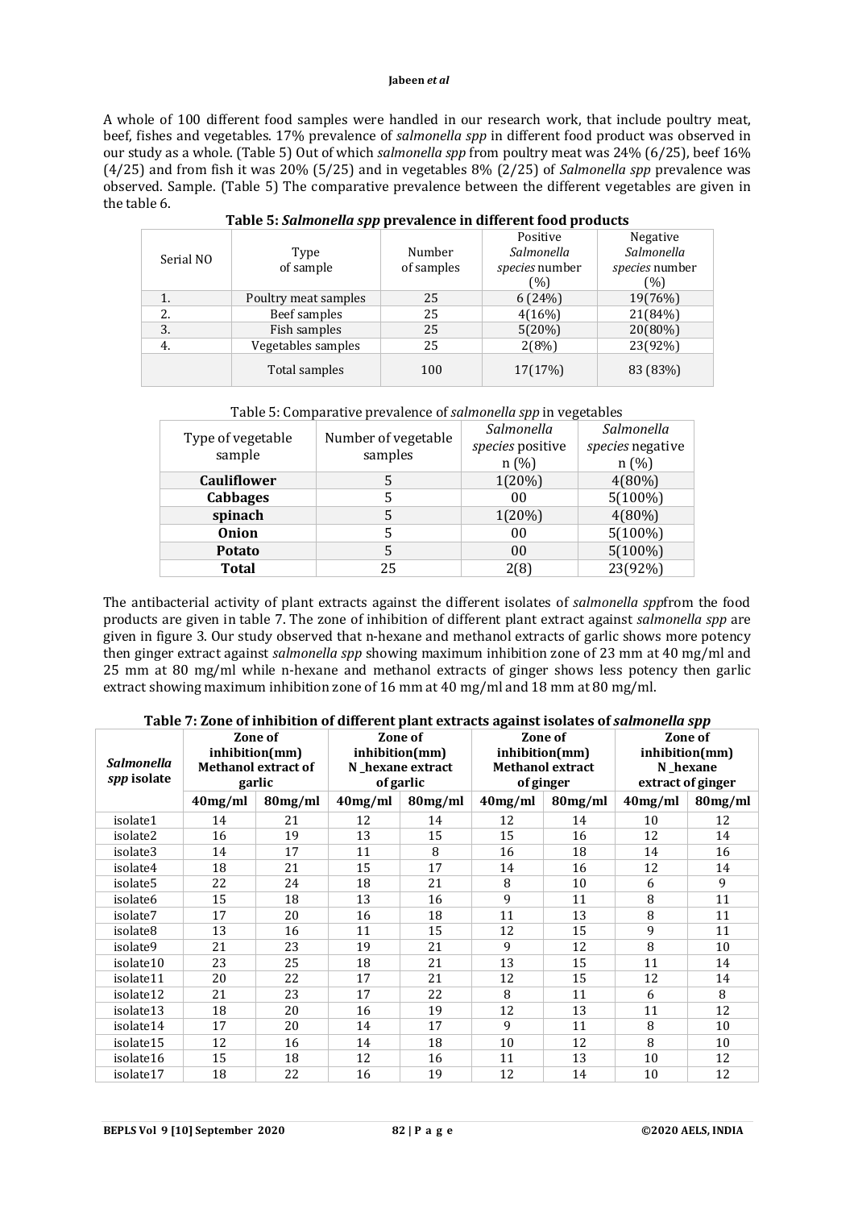A whole of 100 different food samples were handled in our research work, that include poultry meat, beef, fishes and vegetables. 17% prevalence of *salmonella spp* in different food product was observed in our study as a whole. (Table 5) Out of which *salmonella spp* from poultry meat was 24% (6/25), beef 16% (4/25) and from fish it was 20% (5/25) and in vegetables 8% (2/25) of *Salmonella spp* prevalence was observed. Sample. (Table 5) The comparative prevalence between the different vegetables are given in the table 6.

**Table 5: *Salmonella spp* prevalence in different food products**

| Serial NO | Type of sample | Number of samples | Positive *Salmonella species* number (%) | Negative *Salmonella species* number (%) |
|---|---|---|---|---|
| 1. | Poultry meat samples | 25 | 6 (24%) | 19(76%) |
| 2. | Beef samples | 25 | 4(16%) | 21(84%) |
| 3. | Fish samples | 25 | 5(20%) | 20(80%) |
| 4. | Vegetables samples | 25 | 2(8%) | 23(92%) |
| | Total samples | 100 | 17(17%) | 83 (83%) |

Table 5: Comparative prevalence of *salmonella spp* in vegetables

| Type of vegetable sample | Number of vegetable samples | *Salmonella species* positive n (%) | *Salmonella species* negative n (%) |
|---|---|---|---|
| **Cauliflower** | 5 | 1(20%) | 4(80%) |
| **Cabbages** | 5 | 00 | 5(100%) |
| **spinach** | 5 | 1(20%) | 4(80%) |
| **Onion** | 5 | 00 | 5(100%) |
| **Potato** | 5 | 00 | 5(100%) |
| **Total** | 25 | 2(8) | 23(92%) |

The antibacterial activity of plant extracts against the different isolates of *salmonella spp*from the food products are given in table 7. The zone of inhibition of different plant extract against *salmonella spp* are given in figure 3. Our study observed that n-hexane and methanol extracts of garlic shows more potency then ginger extract against *salmonella spp* showing maximum inhibition zone of 23 mm at 40 mg/ml and 25 mm at 80 mg/ml while n-hexane and methanol extracts of ginger shows less potency then garlic extract showing maximum inhibition zone of 16 mm at 40 mg/ml and 18 mm at 80 mg/ml.

**Table 7: Zone of inhibition of different plant extracts against isolates of *salmonella spp***

| ***Salmonella spp* isolate** | **Zone of inhibition(mm) Methanol extract of garlic** | | **Zone of inhibition(mm) N_hexane extract of garlic** | | **Zone of inhibition(mm) Methanol extract of ginger** | | **Zone of inhibition(mm) N_hexane extract of ginger** | |
|---|---|---|---|---|---|---|---|---|
| | **40mg/ml** | **80mg/ml** | **40mg/ml** | **80mg/ml** | **40mg/ml** | **80mg/ml** | **40mg/ml** | **80mg/ml** |
| isolate1 | 14 | 21 | 12 | 14 | 12 | 14 | 10 | 12 |
| isolate2 | 16 | 19 | 13 | 15 | 15 | 16 | 12 | 14 |
| isolate3 | 14 | 17 | 11 | 8 | 16 | 18 | 14 | 16 |
| isolate4 | 18 | 21 | 15 | 17 | 14 | 16 | 12 | 14 |
| isolate5 | 22 | 24 | 18 | 21 | 8 | 10 | 6 | 9 |
| isolate6 | 15 | 18 | 13 | 16 | 9 | 11 | 8 | 11 |
| isolate7 | 17 | 20 | 16 | 18 | 11 | 13 | 8 | 11 |
| isolate8 | 13 | 16 | 11 | 15 | 12 | 15 | 9 | 11 |
| isolate9 | 21 | 23 | 19 | 21 | 9 | 12 | 8 | 10 |
| isolate10 | 23 | 25 | 18 | 21 | 13 | 15 | 11 | 14 |
| isolate11 | 20 | 22 | 17 | 21 | 12 | 15 | 12 | 14 |
| isolate12 | 21 | 23 | 17 | 22 | 8 | 11 | 6 | 8 |
| isolate13 | 18 | 20 | 16 | 19 | 12 | 13 | 11 | 12 |
| isolate14 | 17 | 20 | 14 | 17 | 9 | 11 | 8 | 10 |
| isolate15 | 12 | 16 | 14 | 18 | 10 | 12 | 8 | 10 |
| isolate16 | 15 | 18 | 12 | 16 | 11 | 13 | 10 | 12 |
| isolate17 | 18 | 22 | 16 | 19 | 12 | 14 | 10 | 12 |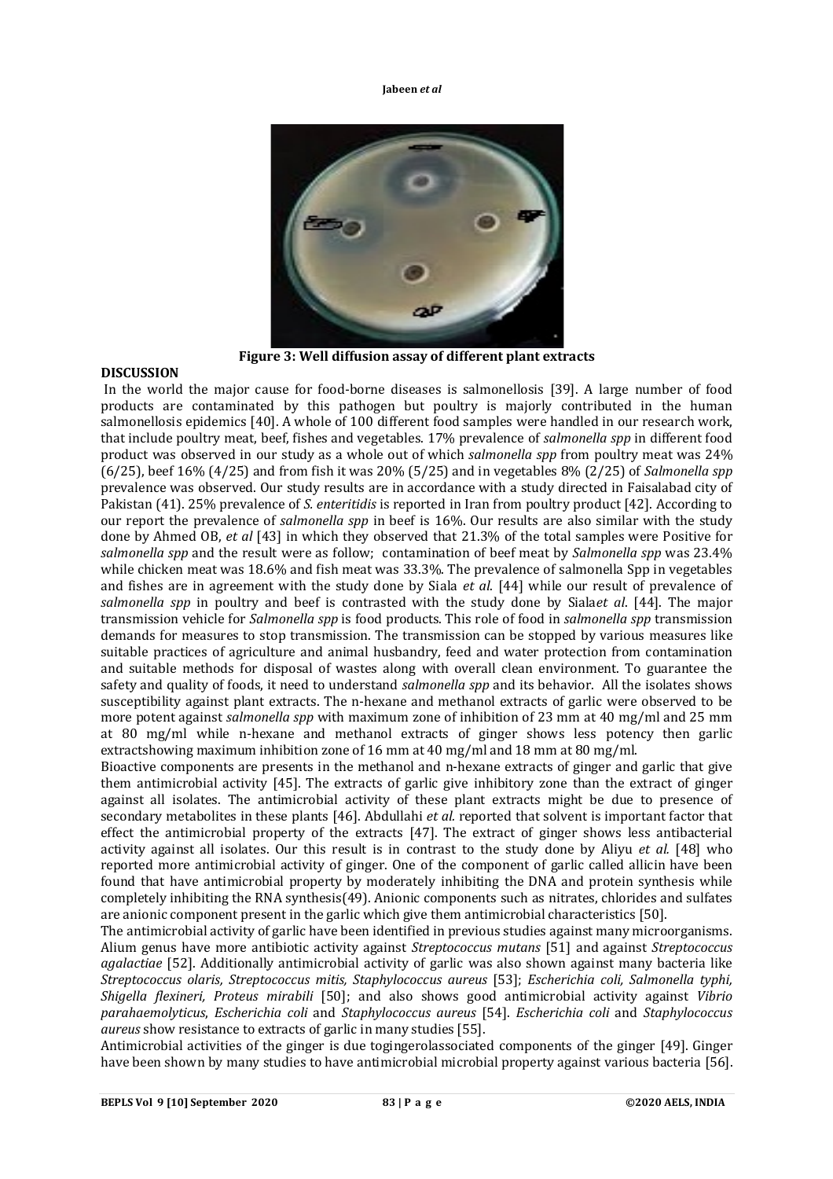Figure 3: Well diffusion assay of different plant extracts

## DISCUSSION

In the world the major cause for food-borne diseases is salmonellosis [39]. A large number of food products are contaminated by this pathogen but poultry is majorly contributed in the human salmonellosis epidemics [40]. A whole of 100 different food samples were handled in our research work, that include poultry meat, beef, fishes and vegetables. 17% prevalence of *salmonella spp* in different food product was observed in our study as a whole out of which *salmonella spp* from poultry meat was 24% (6/25), beef 16% (4/25) and from fish it was 20% (5/25) and in vegetables 8% (2/25) of *Salmonella spp* prevalence was observed. Our study results are in accordance with a study directed in Faisalabad city of Pakistan (41). 25% prevalence of *S. enteritidis* is reported in Iran from poultry product [42]. According to our report the prevalence of *salmonella spp* in beef is 16%. Our results are also similar with the study done by Ahmed OB, *et al* [43] in which they observed that 21.3% of the total samples were Positive for *salmonella spp* and the result were as follow; contamination of beef meat by *Salmonella spp* was 23.4% while chicken meat was 18.6% and fish meat was 33.3%. The prevalence of salmonella Spp in vegetables and fishes are in agreement with the study done by Siala *et al*. [44] while our result of prevalence of *salmonella spp* in poultry and beef is contrasted with the study done by Siala*et al*. [44]. The major transmission vehicle for *Salmonella spp* is food products. This role of food in *salmonella spp* transmission demands for measures to stop transmission. The transmission can be stopped by various measures like suitable practices of agriculture and animal husbandry, feed and water protection from contamination and suitable methods for disposal of wastes along with overall clean environment. To guarantee the safety and quality of foods, it need to understand *salmonella spp* and its behavior. All the isolates shows susceptibility against plant extracts. The n-hexane and methanol extracts of garlic were observed to be more potent against *salmonella spp* with maximum zone of inhibition of 23 mm at 40 mg/ml and 25 mm at 80 mg/ml while n-hexane and methanol extracts of ginger shows less potency then garlic extractshowing maximum inhibition zone of 16 mm at 40 mg/ml and 18 mm at 80 mg/ml.

Bioactive components are presents in the methanol and n-hexane extracts of ginger and garlic that give them antimicrobial activity [45]. The extracts of garlic give inhibitory zone than the extract of ginger against all isolates. The antimicrobial activity of these plant extracts might be due to presence of secondary metabolites in these plants [46]. Abdullahi *et al.* reported that solvent is important factor that effect the antimicrobial property of the extracts [47]. The extract of ginger shows less antibacterial activity against all isolates. Our this result is in contrast to the study done by Aliyu *et al.* [48] who reported more antimicrobial activity of ginger. One of the component of garlic called allicin have been found that have antimicrobial property by moderately inhibiting the DNA and protein synthesis while completely inhibiting the RNA synthesis(49). Anionic components such as nitrates, chlorides and sulfates are anionic component present in the garlic which give them antimicrobial characteristics [50].

The antimicrobial activity of garlic have been identified in previous studies against many microorganisms. Alium genus have more antibiotic activity against *Streptococcus mutans* [51] and against *Streptococcus agalactiae* [52]. Additionally antimicrobial activity of garlic was also shown against many bacteria like *Streptococcus olaris, Streptococcus mitis, Staphylococcus aureus* [53]; *Escherichia coli, Salmonella typhi, Shigella flexineri, Proteus mirabili* [50]; and also shows good antimicrobial activity against *Vibrio parahaemolyticus*, *Escherichia coli* and *Staphylococcus aureus* [54]. *Escherichia coli* and *Staphylococcus aureus* show resistance to extracts of garlic in many studies [55].

Antimicrobial activities of the ginger is due togingerolassociated components of the ginger [49]. Ginger have been shown by many studies to have antimicrobial microbial property against various bacteria [56].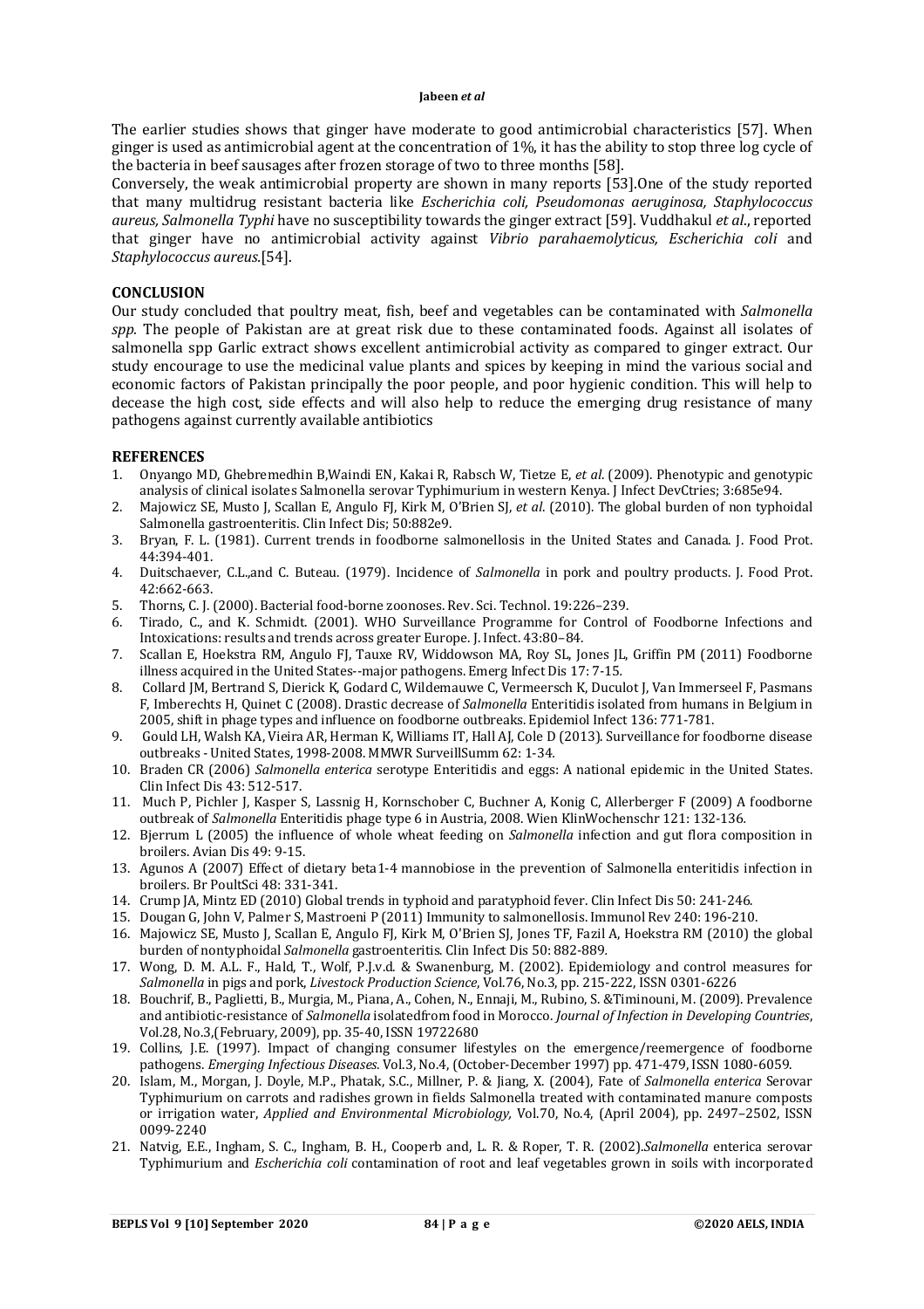The earlier studies shows that ginger have moderate to good antimicrobial characteristics [57]. When ginger is used as antimicrobial agent at the concentration of 1%, it has the ability to stop three log cycle of the bacteria in beef sausages after frozen storage of two to three months [58].

Conversely, the weak antimicrobial property are shown in many reports [53].One of the study reported that many multidrug resistant bacteria like *Escherichia coli, Pseudomonas aeruginosa, Staphylococcus aureus, Salmonella Typhi* have no susceptibility towards the ginger extract [59]. Vuddhakul *et al*., reported that ginger have no antimicrobial activity against *Vibrio parahaemolyticus, Escherichia coli* and *Staphylococcus aureus*.[54].

## CONCLUSION

Our study concluded that poultry meat, fish, beef and vegetables can be contaminated with *Salmonella spp*. The people of Pakistan are at great risk due to these contaminated foods. Against all isolates of salmonella spp Garlic extract shows excellent antimicrobial activity as compared to ginger extract. Our study encourage to use the medicinal value plants and spices by keeping in mind the various social and economic factors of Pakistan principally the poor people, and poor hygienic condition. This will help to decease the high cost, side effects and will also help to reduce the emerging drug resistance of many pathogens against currently available antibiotics

## REFERENCES

1. Onyango MD, Ghebremedhin B,Waindi EN, Kakai R, Rabsch W, Tietze E, *et al*. (2009). Phenotypic and genotypic analysis of clinical isolates Salmonella serovar Typhimurium in western Kenya. J Infect DevCtries; 3:685e94.
2. Majowicz SE, Musto J, Scallan E, Angulo FJ, Kirk M, O'Brien SJ, *et al*. (2010). The global burden of non typhoidal Salmonella gastroenteritis. Clin Infect Dis; 50:882e9.
3. Bryan, F. L. (1981). Current trends in foodborne salmonellosis in the United States and Canada. J. Food Prot. 44:394-401.
4. Duitschaever, C.L.,and C. Buteau. (1979). Incidence of *Salmonella* in pork and poultry products. J. Food Prot. 42:662-663.
5. Thorns, C. J. (2000). Bacterial food-borne zoonoses. Rev. Sci. Technol. 19:226–239.
6. Tirado, C., and K. Schmidt. (2001). WHO Surveillance Programme for Control of Foodborne Infections and Intoxications: results and trends across greater Europe. J. Infect. 43:80–84.
7. Scallan E, Hoekstra RM, Angulo FJ, Tauxe RV, Widdowson MA, Roy SL, Jones JL, Griffin PM (2011) Foodborne illness acquired in the United States--major pathogens. Emerg Infect Dis 17: 7-15.
8. Collard JM, Bertrand S, Dierick K, Godard C, Wildemauwe C, Vermeersch K, Duculot J, Van Immerseel F, Pasmans F, Imberechts H, Quinet C (2008). Drastic decrease of *Salmonella* Enteritidis isolated from humans in Belgium in 2005, shift in phage types and influence on foodborne outbreaks. Epidemiol Infect 136: 771-781.
9. Gould LH, Walsh KA, Vieira AR, Herman K, Williams IT, Hall AJ, Cole D (2013). Surveillance for foodborne disease outbreaks - United States, 1998-2008. MMWR SurveillSumm 62: 1-34.
10. Braden CR (2006) *Salmonella enterica* serotype Enteritidis and eggs: A national epidemic in the United States. Clin Infect Dis 43: 512-517.
11. Much P, Pichler J, Kasper S, Lassnig H, Kornschober C, Buchner A, Konig C, Allerberger F (2009) A foodborne outbreak of *Salmonella* Enteritidis phage type 6 in Austria, 2008. Wien KlinWochenschr 121: 132-136.
12. Bjerrum L (2005) the influence of whole wheat feeding on *Salmonella* infection and gut flora composition in broilers. Avian Dis 49: 9-15.
13. Agunos A (2007) Effect of dietary beta1-4 mannobiose in the prevention of Salmonella enteritidis infection in broilers. Br PoultSci 48: 331-341.
14. Crump JA, Mintz ED (2010) Global trends in typhoid and paratyphoid fever. Clin Infect Dis 50: 241-246.
15. Dougan G, John V, Palmer S, Mastroeni P (2011) Immunity to salmonellosis. Immunol Rev 240: 196-210.
16. Majowicz SE, Musto J, Scallan E, Angulo FJ, Kirk M, O'Brien SJ, Jones TF, Fazil A, Hoekstra RM (2010) the global burden of nontyphoidal *Salmonella* gastroenteritis. Clin Infect Dis 50: 882-889.
17. Wong, D. M. A.L. F., Hald, T., Wolf, P.J.v.d. & Swanenburg, M. (2002). Epidemiology and control measures for *Salmonella* in pigs and pork, *Livestock Production Science*, Vol.76, No.3, pp. 215-222, ISSN 0301-6226
18. Bouchrif, B., Paglietti, B., Murgia, M., Piana, A., Cohen, N., Ennaji, M., Rubino, S. &Timinouni, M. (2009). Prevalence and antibiotic-resistance of *Salmonella* isolatedfrom food in Morocco. *Journal of Infection in Developing Countries*, Vol.28, No.3,(February, 2009), pp. 35-40, ISSN 19722680
19. Collins, J.E. (1997). Impact of changing consumer lifestyles on the emergence/reemergence of foodborne pathogens. *Emerging Infectious Diseases*. Vol.3, No.4, (October-December 1997) pp. 471-479, ISSN 1080-6059.
20. Islam, M., Morgan, J. Doyle, M.P., Phatak, S.C., Millner, P. & Jiang, X. (2004), Fate of *Salmonella enterica* Serovar Typhimurium on carrots and radishes grown in fields Salmonella treated with contaminated manure composts or irrigation water, *Applied and Environmental Microbiology,* Vol.70, No.4, (April 2004), pp. 2497–2502, ISSN 0099-2240
21. Natvig, E.E., Ingham, S. C., Ingham, B. H., Cooperb and, L. R. & Roper, T. R. (2002).*Salmonella* enterica serovar Typhimurium and *Escherichia coli* contamination of root and leaf vegetables grown in soils with incorporated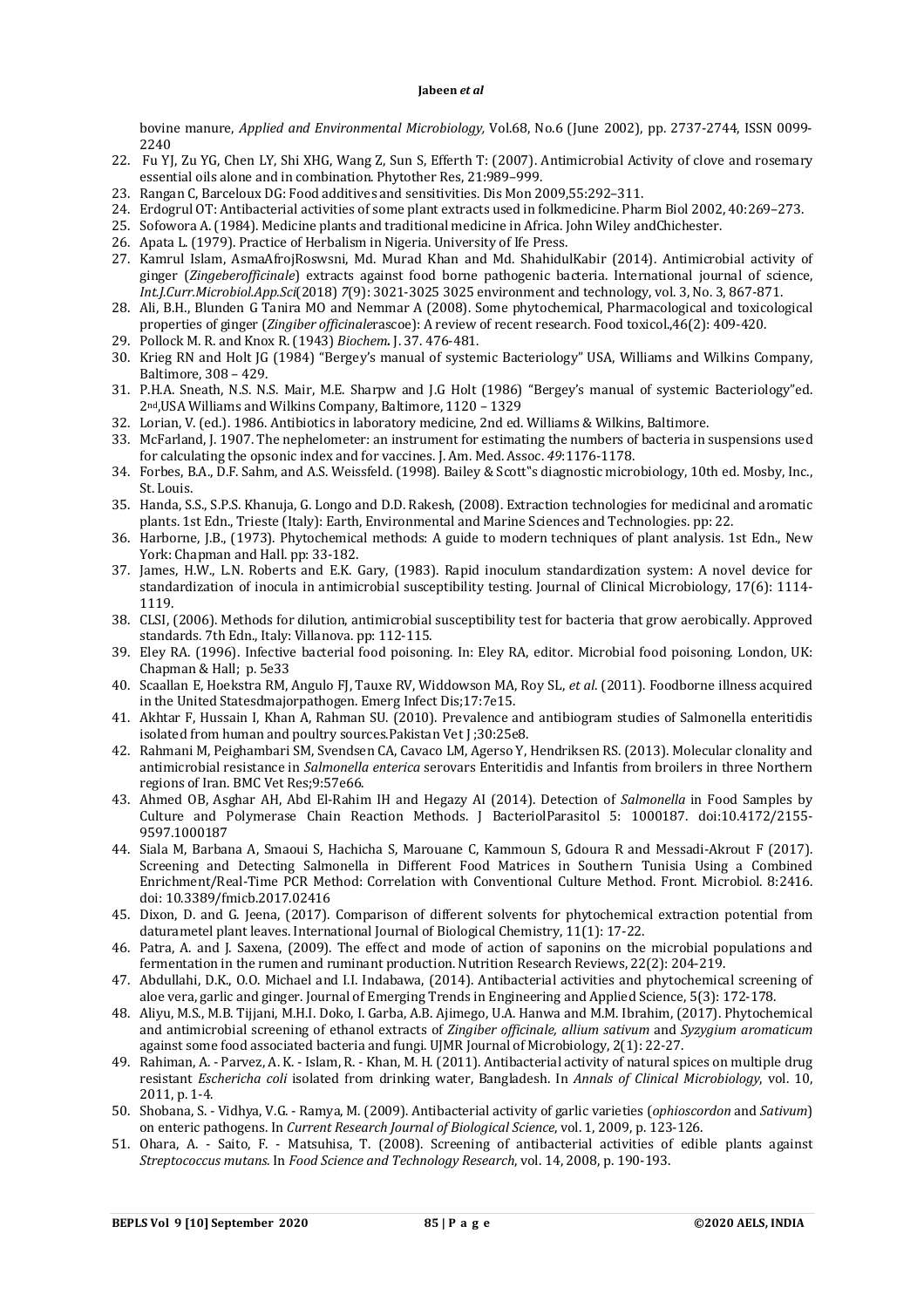bovine manure, *Applied and Environmental Microbiology,* Vol.68, No.6 (June 2002), pp. 2737-2744, ISSN 0099-2240

22. Fu YJ, Zu YG, Chen LY, Shi XHG, Wang Z, Sun S, Efferth T: (2007). Antimicrobial Activity of clove and rosemary essential oils alone and in combination. Phytother Res, 21:989–999.
23. Rangan C, Barceloux DG: Food additives and sensitivities. Dis Mon 2009,55:292–311.
24. Erdogrul OT: Antibacterial activities of some plant extracts used in folkmedicine. Pharm Biol 2002, 40:269–273.
25. Sofowora A. (1984). Medicine plants and traditional medicine in Africa. John Wiley andChichester.
26. Apata L. (1979). Practice of Herbalism in Nigeria. University of Ife Press.
27. Kamrul Islam, AsmaAfrojRoswsni, Md. Murad Khan and Md. ShahidulKabir (2014). Antimicrobial activity of ginger (*Zingeberofficinale*) extracts against food borne pathogenic bacteria. International journal of science, *Int.J.Curr.Microbiol.App.Sci*(2018) *7*(9): 3021-3025 3025 environment and technology, vol. 3, No. 3, 867-871.
28. Ali, B.H., Blunden G Tanira MO and Nemmar A (2008). Some phytochemical, Pharmacological and toxicological properties of ginger (*Zingiber officinale*rascoe): A review of recent research. Food toxicol.,46(2): 409-420.
29. Pollock M. R. and Knox R. (1943) ***Biochem.*** J. 37. 476-481.
30. Krieg RN and Holt JG (1984) "Bergey's manual of systemic Bacteriology" USA, Williams and Wilkins Company, Baltimore, 308 – 429.
31. P.H.A. Sneath, N.S. N.S. Mair, M.E. Sharpw and J.G Holt (1986) "Bergey's manual of systemic Bacteriology"ed. 2nd,USA Williams and Wilkins Company, Baltimore, 1120 – 1329
32. Lorian, V. (ed.). 1986. Antibiotics in laboratory medicine, 2nd ed. Williams & Wilkins, Baltimore.
33. McFarland, J. 1907. The nephelometer: an instrument for estimating the numbers of bacteria in suspensions used for calculating the opsonic index and for vaccines. J. Am. Med. Assoc. *49*:1176-1178.
34. Forbes, B.A., D.F. Sahm, and A.S. Weissfeld. (1998). Bailey & Scott"s diagnostic microbiology, 10th ed. Mosby, Inc., St. Louis.
35. Handa, S.S., S.P.S. Khanuja, G. Longo and D.D. Rakesh, (2008). Extraction technologies for medicinal and aromatic plants. 1st Edn., Trieste (Italy): Earth, Environmental and Marine Sciences and Technologies. pp: 22.
36. Harborne, J.B., (1973). Phytochemical methods: A guide to modern techniques of plant analysis. 1st Edn., New York: Chapman and Hall. pp: 33-182.
37. James, H.W., L.N. Roberts and E.K. Gary, (1983). Rapid inoculum standardization system: A novel device for standardization of inocula in antimicrobial susceptibility testing. Journal of Clinical Microbiology, 17(6): 1114-1119.
38. CLSI, (2006). Methods for dilution, antimicrobial susceptibility test for bacteria that grow aerobically. Approved standards. 7th Edn., Italy: Villanova. pp: 112-115.
39. Eley RA. (1996). Infective bacterial food poisoning. In: Eley RA, editor. Microbial food poisoning. London, UK: Chapman & Hall; p. 5e33
40. Scaallan E, Hoekstra RM, Angulo FJ, Tauxe RV, Widdowson MA, Roy SL, *et al*. (2011). Foodborne illness acquired in the United Statesdmajorpathogen. Emerg Infect Dis;17:7e15.
41. Akhtar F, Hussain I, Khan A, Rahman SU. (2010). Prevalence and antibiogram studies of Salmonella enteritidis isolated from human and poultry sources.Pakistan Vet J ;30:25e8.
42. Rahmani M, Peighambari SM, Svendsen CA, Cavaco LM, Agerso Y, Hendriksen RS. (2013). Molecular clonality and antimicrobial resistance in *Salmonella enterica* serovars Enteritidis and Infantis from broilers in three Northern regions of Iran. BMC Vet Res;9:57e66.
43. Ahmed OB, Asghar AH, Abd El-Rahim IH and Hegazy AI (2014). Detection of *Salmonella* in Food Samples by Culture and Polymerase Chain Reaction Methods. J BacteriolParasitol 5: 1000187. doi:10.4172/2155-9597.1000187
44. Siala M, Barbana A, Smaoui S, Hachicha S, Marouane C, Kammoun S, Gdoura R and Messadi-Akrout F (2017). Screening and Detecting Salmonella in Different Food Matrices in Southern Tunisia Using a Combined Enrichment/Real-Time PCR Method: Correlation with Conventional Culture Method. Front. Microbiol. 8:2416. doi: 10.3389/fmicb.2017.02416
45. Dixon, D. and G. Jeena, (2017). Comparison of different solvents for phytochemical extraction potential from daturametel plant leaves. International Journal of Biological Chemistry, 11(1): 17-22.
46. Patra, A. and J. Saxena, (2009). The effect and mode of action of saponins on the microbial populations and fermentation in the rumen and ruminant production. Nutrition Research Reviews, 22(2): 204-219.
47. Abdullahi, D.K., O.O. Michael and I.I. Indabawa, (2014). Antibacterial activities and phytochemical screening of aloe vera, garlic and ginger. Journal of Emerging Trends in Engineering and Applied Science, 5(3): 172-178.
48. Aliyu, M.S., M.B. Tijjani, M.H.I. Doko, I. Garba, A.B. Ajimego, U.A. Hanwa and M.M. Ibrahim, (2017). Phytochemical and antimicrobial screening of ethanol extracts of *Zingiber officinale, allium sativum* and *Syzygium aromaticum* against some food associated bacteria and fungi. UJMR Journal of Microbiology, 2(1): 22-27.
49. Rahiman, A. - Parvez, A. K. - Islam, R. - Khan, M. H. (2011). Antibacterial activity of natural spices on multiple drug resistant *Eschericha coli* isolated from drinking water, Bangladesh. In *Annals of Clinical Microbiology*, vol. 10, 2011, p. 1-4.
50. Shobana, S. - Vidhya, V.G. - Ramya, M. (2009). Antibacterial activity of garlic varieties (*ophioscordon* and *Sativum*) on enteric pathogens. In *Current Research Journal of Biological Science*, vol. 1, 2009, p. 123-126.
51. Ohara, A. - Saito, F. - Matsuhisa, T. (2008). Screening of antibacterial activities of edible plants against *Streptococcus mutans*. In *Food Science and Technology Research*, vol. 14, 2008, p. 190-193.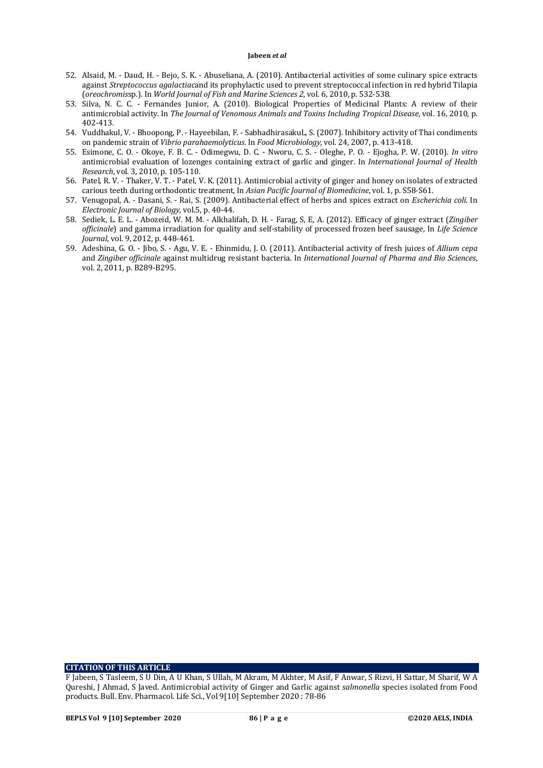52. Alsaid, M. - Daud, H. - Bejo, S. K. - Abuseliana, A. (2010). Antibacterial activities of some culinary spice extracts against *Streptococcus agalactiac*and its prophylactic used to prevent streptococcal infection in red hybrid Tilapia (*oreochromis*sp.). In *World Journal of Fish and Marine Sciences 2*, vol. 6, 2010, p. 532-538.
53. Silva, N. C. C. - Fernandes Junior, A. (2010). Biological Properties of Medicinal Plants: A review of their antimicrobial activity. In *The Journal of Venomous Animals and Toxins Including Tropical Disease*, vol. 16, 2010, p. 402-413.
54. Vuddhakul, V. - Bhoopong, P. - Hayeebilan, F. - SabhadhirasakuL, S. (2007). Inhibitory activity of Thai condiments on pandemic strain of *Vibrio parahaemolyticus*. In *Food Microbiology*, vol. 24, 2007, p. 413-418.
55. Esimone, C. O. - Okoye, F. B. C. - Odimegwu, D. C. - Nworu, C. S. - Oleghe, P. O. - Ejogha, P. W. (2010). *In vitro* antimicrobial evaluation of lozenges containing extract of garlic and ginger. In *International Journal of Health Research*, vol. 3, 2010, p. 105-110.
56. Patel, R. V. - Thaker, V. T. - Patel, V. K. (2011). Antimicrobial activity of ginger and honey on isolates of extracted carious teeth during orthodontic treatment, In *Asian Pacific Journal of Biomedicine*, vol. 1, p. S58-S61.
57. Venugopal, A. - Dasani, S. - Rai, S. (2009). Antibacterial effect of herbs and spices extract on *Escherichia coli*. In *Electronic Journal of Biology*, vol.5, p. 40-44.
58. Sediek, L. E. L. - Abozeid, W. M. M. - Alkhalifah, D. H. - Farag, S, E, A. (2012). Efficacy of ginger extract (*Zingiber officinale*) and gamma irradiation for quality and self-stability of processed frozen beef sausage, In *Life Science Journal*, vol. 9, 2012, p. 448-461.
59. Adeshina, G. O. - Jibo, S. - Agu, V. E. - Ehinmidu, J. O. (2011). Antibacterial activity of fresh juices of *Allium cepa* and *Zingiber officinale* against multidrug resistant bacteria. In *International Journal of Pharma and Bio Sciences*, vol. 2, 2011, p. B289-B295.

**CITATION OF THIS ARTICLE**

F Jabeen, S Tasleem, S U Din, A U Khan, S Ullah, M Akram, M Akhter, M Asif, F Anwar, S Rizvi, H Sattar, M Sharif, W A Qureshi, J Ahmad, S Javed. Antimicrobial activity of Ginger and Garlic against *salmonella* species isolated from Food products. Bull. Env. Pharmacol. Life Sci., Vol 9[10] September 2020 : 78-86